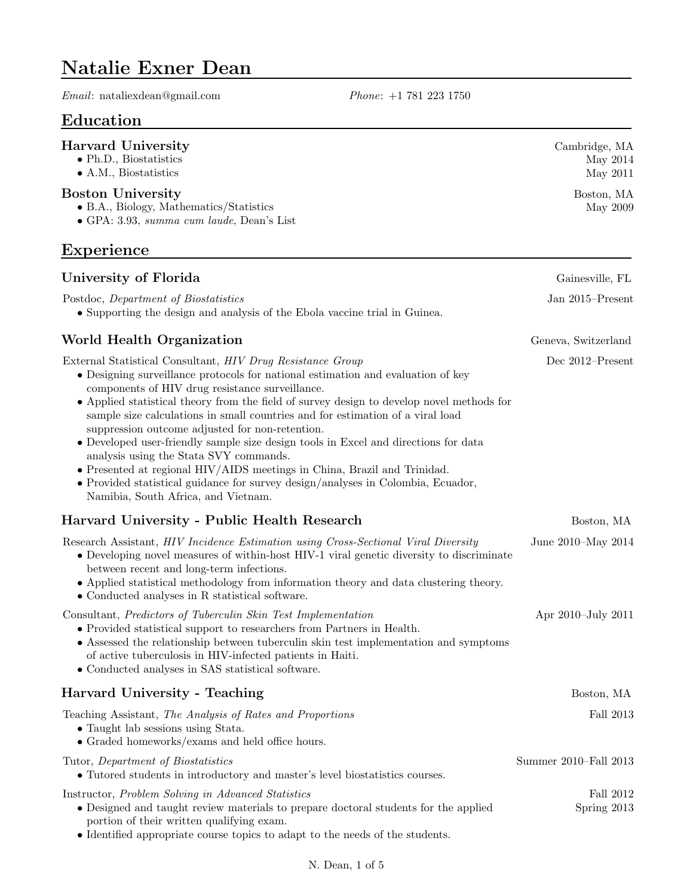# Natalie Exner Dean

*Email*: nataliexdean@gmail.com *Phone*: +1 781 223 1750

## Education

### Harvard University — Cambridge, MA

- Ph.D., Biostatistics — May 2014
- A.M., Biostatistics — May 2011

### Boston University — Boston, MA

- B.A., Biology, Mathematics/Statistics — May 2009
- GPA: 3.93, *summa cum laude*, Dean's List

## Experience

### University of Florida — Gainesville, FL

Postdoc, *Department of Biostatistics* — Jan 2015–Present

- Supporting the design and analysis of the Ebola vaccine trial in Guinea.

### World Health Organization — Geneva, Switzerland

External Statistical Consultant, *HIV Drug Resistance Group* — Dec 2012–Present

- Designing surveillance protocols for national estimation and evaluation of key components of HIV drug resistance surveillance.
- Applied statistical theory from the field of survey design to develop novel methods for sample size calculations in small countries and for estimation of a viral load suppression outcome adjusted for non-retention.
- Developed user-friendly sample size design tools in Excel and directions for data analysis using the Stata SVY commands.
- Presented at regional HIV/AIDS meetings in China, Brazil and Trinidad.
- Provided statistical guidance for survey design/analyses in Colombia, Ecuador, Namibia, South Africa, and Vietnam.

### Harvard University - Public Health Research — Boston, MA

Research Assistant, *HIV Incidence Estimation using Cross-Sectional Viral Diversity* — June 2010–May 2014

- Developing novel measures of within-host HIV-1 viral genetic diversity to discriminate between recent and long-term infections.
- Applied statistical methodology from information theory and data clustering theory.
- Conducted analyses in R statistical software.

Consultant, *Predictors of Tuberculin Skin Test Implementation* — Apr 2010–July 2011

- Provided statistical support to researchers from Partners in Health.
- Assessed the relationship between tuberculin skin test implementation and symptoms of active tuberculosis in HIV-infected patients in Haiti.
- Conducted analyses in SAS statistical software.

### Harvard University - Teaching — Boston, MA

Teaching Assistant, *The Analysis of Rates and Proportions* — Fall 2013

- Taught lab sessions using Stata.
- Graded homeworks/exams and held office hours.

Tutor, *Department of Biostatistics* — Summer 2010–Fall 2013

- Tutored students in introductory and master's level biostatistics courses.

Instructor, *Problem Solving in Advanced Statistics* — Fall 2012, Spring 2013

- Designed and taught review materials to prepare doctoral students for the applied portion of their written qualifying exam.
- Identified appropriate course topics to adapt to the needs of the students.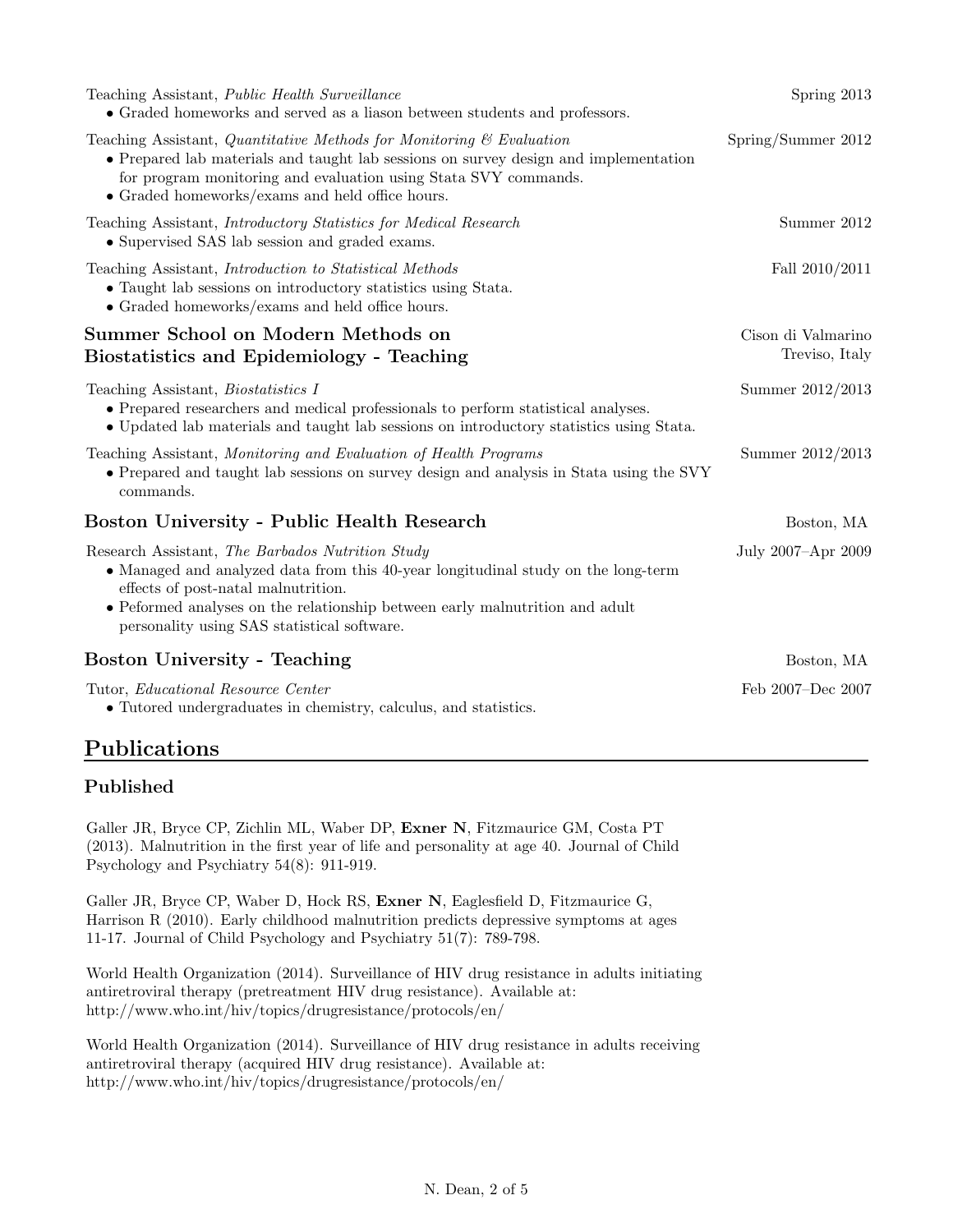Teaching Assistant, *Public Health Surveillance* — Spring 2013

- Graded homeworks and served as a liason between students and professors.

Teaching Assistant, *Quantitative Methods for Monitoring & Evaluation* — Spring/Summer 2012

- Prepared lab materials and taught lab sessions on survey design and implementation for program monitoring and evaluation using Stata SVY commands.
- Graded homeworks/exams and held office hours.

Teaching Assistant, *Introductory Statistics for Medical Research* — Summer 2012

- Supervised SAS lab session and graded exams.

Teaching Assistant, *Introduction to Statistical Methods* — Fall 2010/2011

- Taught lab sessions on introductory statistics using Stata.
- Graded homeworks/exams and held office hours.

### Summer School on Modern Methods on Biostatistics and Epidemiology - Teaching

Cison di Valmarino, Treviso, Italy

Teaching Assistant, *Biostatistics I* — Summer 2012/2013

- Prepared researchers and medical professionals to perform statistical analyses.
- Updated lab materials and taught lab sessions on introductory statistics using Stata.

Teaching Assistant, *Monitoring and Evaluation of Health Programs* — Summer 2012/2013

- Prepared and taught lab sessions on survey design and analysis in Stata using the SVY commands.

### Boston University - Public Health Research

Boston, MA

Research Assistant, *The Barbados Nutrition Study* — July 2007–Apr 2009

- Managed and analyzed data from this 40-year longitudinal study on the long-term effects of post-natal malnutrition.
- Peformed analyses on the relationship between early malnutrition and adult personality using SAS statistical software.

### Boston University - Teaching

Boston, MA

Tutor, *Educational Resource Center* — Feb 2007–Dec 2007

- Tutored undergraduates in chemistry, calculus, and statistics.

## Publications

### Published

Galler JR, Bryce CP, Zichlin ML, Waber DP, **Exner N**, Fitzmaurice GM, Costa PT (2013). Malnutrition in the first year of life and personality at age 40. Journal of Child Psychology and Psychiatry 54(8): 911-919.

Galler JR, Bryce CP, Waber D, Hock RS, **Exner N**, Eaglesfield D, Fitzmaurice G, Harrison R (2010). Early childhood malnutrition predicts depressive symptoms at ages 11-17. Journal of Child Psychology and Psychiatry 51(7): 789-798.

World Health Organization (2014). Surveillance of HIV drug resistance in adults initiating antiretroviral therapy (pretreatment HIV drug resistance). Available at: http://www.who.int/hiv/topics/drugresistance/protocols/en/

World Health Organization (2014). Surveillance of HIV drug resistance in adults receiving antiretroviral therapy (acquired HIV drug resistance). Available at: http://www.who.int/hiv/topics/drugresistance/protocols/en/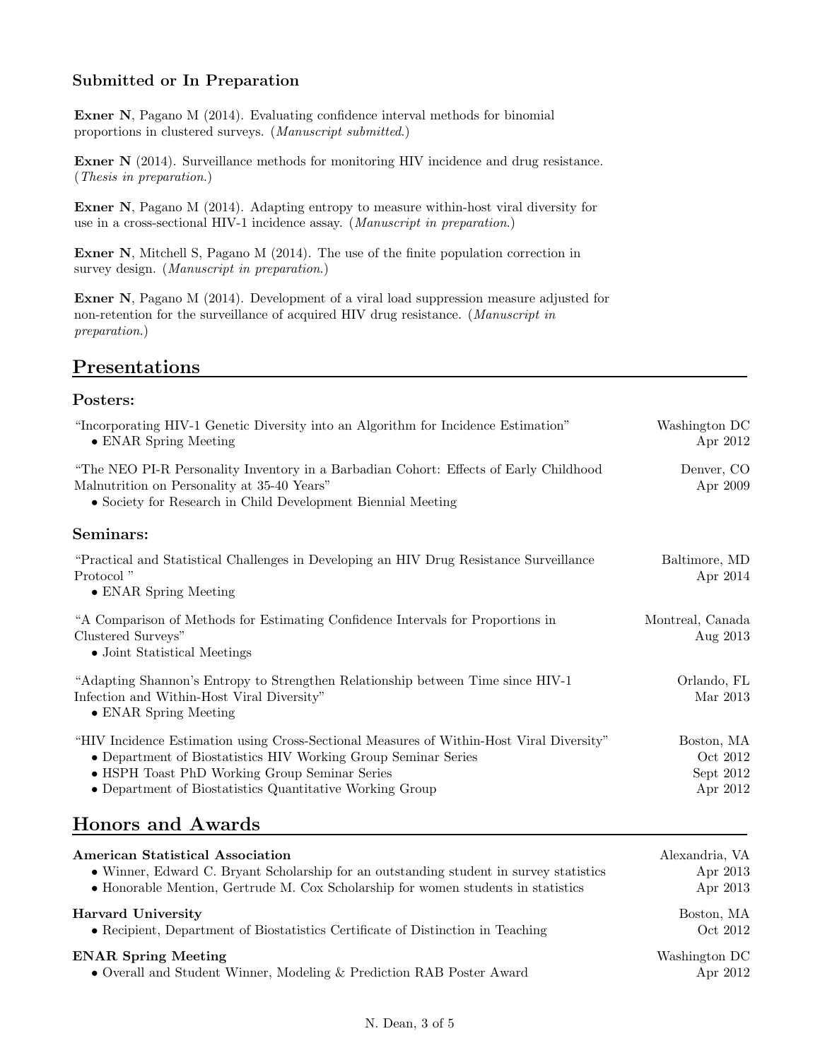### Submitted or In Preparation

**Exner N**, Pagano M (2014). Evaluating confidence interval methods for binomial proportions in clustered surveys. (*Manuscript submitted.*)

**Exner N** (2014). Surveillance methods for monitoring HIV incidence and drug resistance. (*Thesis in preparation.*)

**Exner N**, Pagano M (2014). Adapting entropy to measure within-host viral diversity for use in a cross-sectional HIV-1 incidence assay. (*Manuscript in preparation.*)

**Exner N**, Mitchell S, Pagano M (2014). The use of the finite population correction in survey design. (*Manuscript in preparation.*)

**Exner N**, Pagano M (2014). Development of a viral load suppression measure adjusted for non-retention for the surveillance of acquired HIV drug resistance. (*Manuscript in preparation.*)

## Presentations

### Posters:

"Incorporating HIV-1 Genetic Diversity into an Algorithm for Incidence Estimation" — Washington DC, Apr 2012
- ENAR Spring Meeting

"The NEO PI-R Personality Inventory in a Barbadian Cohort: Effects of Early Childhood Malnutrition on Personality at 35-40 Years" — Denver, CO, Apr 2009
- Society for Research in Child Development Biennial Meeting

### Seminars:

"Practical and Statistical Challenges in Developing an HIV Drug Resistance Surveillance Protocol " — Baltimore, MD, Apr 2014
- ENAR Spring Meeting

"A Comparison of Methods for Estimating Confidence Intervals for Proportions in Clustered Surveys" — Montreal, Canada, Aug 2013
- Joint Statistical Meetings

"Adapting Shannon's Entropy to Strengthen Relationship between Time since HIV-1 Infection and Within-Host Viral Diversity" — Orlando, FL, Mar 2013
- ENAR Spring Meeting

"HIV Incidence Estimation using Cross-Sectional Measures of Within-Host Viral Diversity" — Boston, MA
- Department of Biostatistics HIV Working Group Seminar Series — Oct 2012
- HSPH Toast PhD Working Group Seminar Series — Sept 2012
- Department of Biostatistics Quantitative Working Group — Apr 2012

## Honors and Awards

**American Statistical Association** — Alexandria, VA
- Winner, Edward C. Bryant Scholarship for an outstanding student in survey statistics — Apr 2013
- Honorable Mention, Gertrude M. Cox Scholarship for women students in statistics — Apr 2013

**Harvard University** — Boston, MA
- Recipient, Department of Biostatistics Certificate of Distinction in Teaching — Oct 2012

**ENAR Spring Meeting** — Washington DC
- Overall and Student Winner, Modeling & Prediction RAB Poster Award — Apr 2012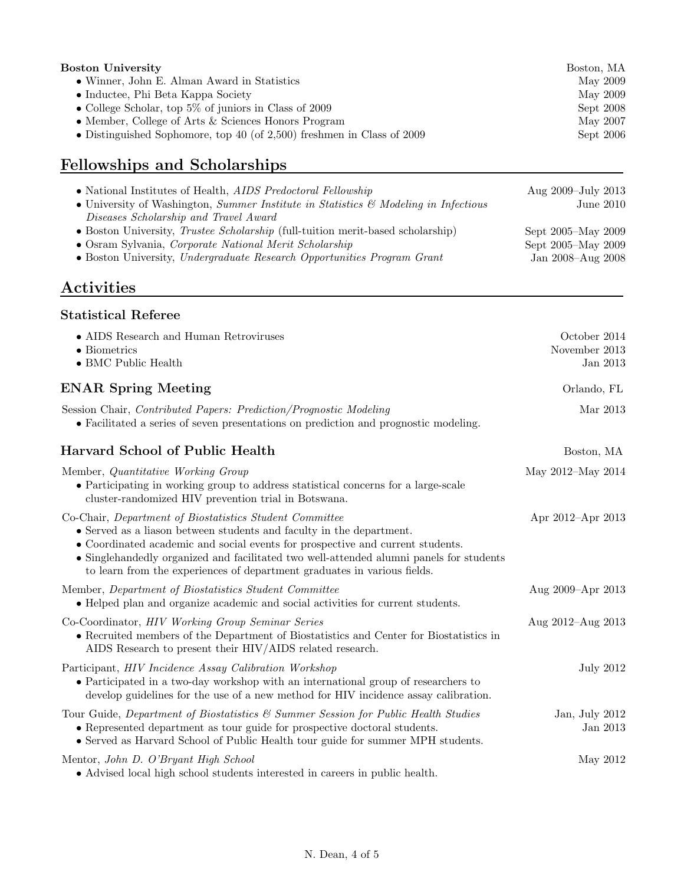**Boston University** — Boston, MA

- Winner, John E. Alman Award in Statistics — May 2009
- Inductee, Phi Beta Kappa Society — May 2009
- College Scholar, top 5% of juniors in Class of 2009 — Sept 2008
- Member, College of Arts & Sciences Honors Program — May 2007
- Distinguished Sophomore, top 40 (of 2,500) freshmen in Class of 2009 — Sept 2006

## Fellowships and Scholarships

- National Institutes of Health, *AIDS Predoctoral Fellowship* — Aug 2009–July 2013
- University of Washington, *Summer Institute in Statistics & Modeling in Infectious Diseases Scholarship and Travel Award* — June 2010
- Boston University, *Trustee Scholarship* (full-tuition merit-based scholarship) — Sept 2005–May 2009
- Osram Sylvania, *Corporate National Merit Scholarship* — Sept 2005–May 2009
- Boston University, *Undergraduate Research Opportunities Program Grant* — Jan 2008–Aug 2008

## Activities

### Statistical Referee

- AIDS Research and Human Retroviruses — October 2014
- Biometrics — November 2013
- BMC Public Health — Jan 2013

### ENAR Spring Meeting — Orlando, FL

Session Chair, *Contributed Papers: Prediction/Prognostic Modeling* — Mar 2013
- Facilitated a series of seven presentations on prediction and prognostic modeling.

### Harvard School of Public Health — Boston, MA

Member, *Quantitative Working Group* — May 2012–May 2014
- Participating in working group to address statistical concerns for a large-scale cluster-randomized HIV prevention trial in Botswana.

Co-Chair, *Department of Biostatistics Student Committee* — Apr 2012–Apr 2013
- Served as a liason between students and faculty in the department.
- Coordinated academic and social events for prospective and current students.
- Singlehandedly organized and facilitated two well-attended alumni panels for students to learn from the experiences of department graduates in various fields.

Member, *Department of Biostatistics Student Committee* — Aug 2009–Apr 2013
- Helped plan and organize academic and social activities for current students.

Co-Coordinator, *HIV Working Group Seminar Series* — Aug 2012–Aug 2013
- Recruited members of the Department of Biostatistics and Center for Biostatistics in AIDS Research to present their HIV/AIDS related research.

Participant, *HIV Incidence Assay Calibration Workshop* — July 2012
- Participated in a two-day workshop with an international group of researchers to develop guidelines for the use of a new method for HIV incidence assay calibration.

Tour Guide, *Department of Biostatistics & Summer Session for Public Health Studies* — Jan, July 2012, Jan 2013
- Represented department as tour guide for prospective doctoral students.
- Served as Harvard School of Public Health tour guide for summer MPH students.

Mentor, *John D. O'Bryant High School* — May 2012
- Advised local high school students interested in careers in public health.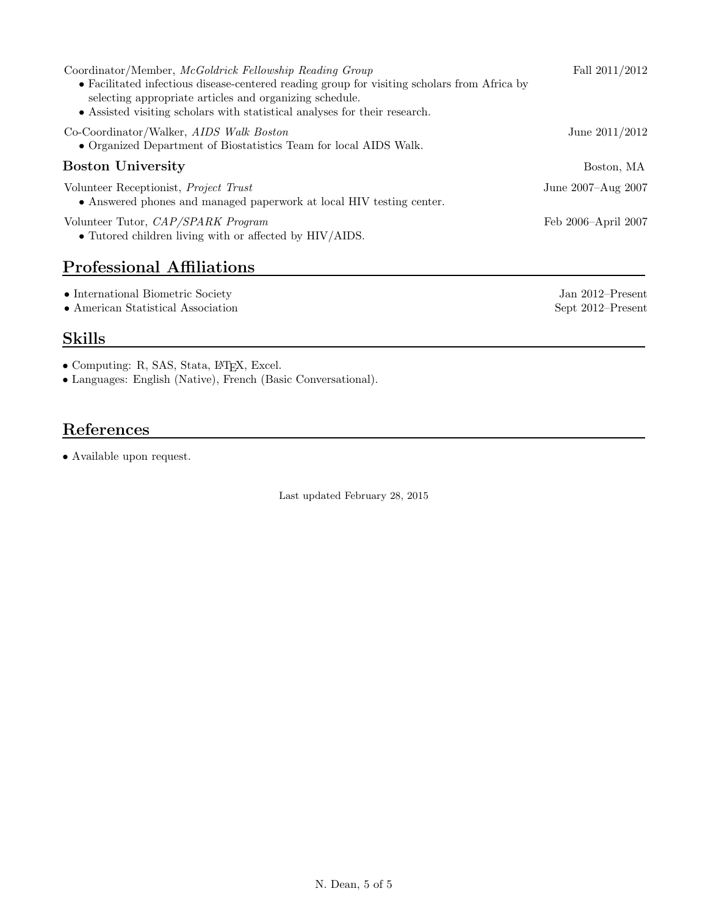Coordinator/Member, *McGoldrick Fellowship Reading Group* Fall 2011/2012

- Facilitated infectious disease-centered reading group for visiting scholars from Africa by selecting appropriate articles and organizing schedule.
- Assisted visiting scholars with statistical analyses for their research.

Co-Coordinator/Walker, *AIDS Walk Boston* June 2011/2012

- Organized Department of Biostatistics Team for local AIDS Walk.

### Boston University — Boston, MA

Volunteer Receptionist, *Project Trust* June 2007–Aug 2007

- Answered phones and managed paperwork at local HIV testing center.

Volunteer Tutor, *CAP/SPARK Program* Feb 2006–April 2007

- Tutored children living with or affected by HIV/AIDS.

## Professional Affiliations

- International Biometric Society — Jan 2012–Present
- American Statistical Association — Sept 2012–Present

## Skills

- Computing: R, SAS, Stata, LaTeX, Excel.
- Languages: English (Native), French (Basic Conversational).

## References

- Available upon request.

Last updated February 28, 2015